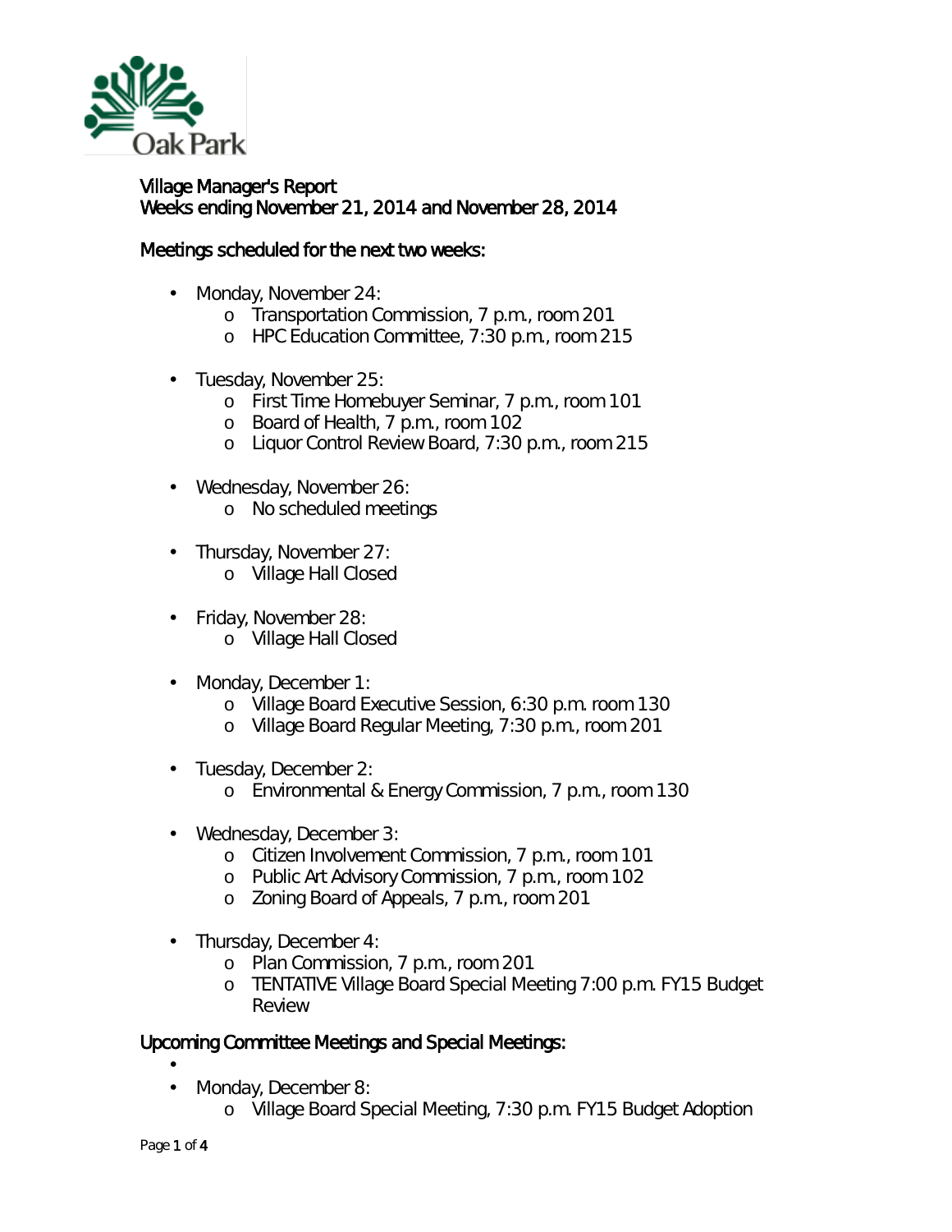Oak Park

# Village Manager's Report
## Weeks ending November 21, 2014 and November 28, 2014

### Meetings scheduled for the next two weeks:

- Monday, November 24:
  - Transportation Commission, 7 p.m., room 201
  - HPC Education Committee, 7:30 p.m., room 215
- Tuesday, November 25:
  - First Time Homebuyer Seminar, 7 p.m., room 101
  - Board of Health, 7 p.m., room 102
  - Liquor Control Review Board, 7:30 p.m., room 215
- Wednesday, November 26:
  - No scheduled meetings
- Thursday, November 27:
  - Village Hall Closed
- Friday, November 28:
  - Village Hall Closed
- Monday, December 1:
  - Village Board Executive Session, 6:30 p.m. room 130
  - Village Board Regular Meeting, 7:30 p.m., room 201
- Tuesday, December 2:
  - Environmental & Energy Commission, 7 p.m., room 130
- Wednesday, December 3:
  - Citizen Involvement Commission, 7 p.m., room 101
  - Public Art Advisory Commission, 7 p.m., room 102
  - Zoning Board of Appeals, 7 p.m., room 201
- Thursday, December 4:
  - Plan Commission, 7 p.m., room 201
  - TENTATIVE Village Board Special Meeting 7:00 p.m. FY15 Budget Review

### Upcoming Committee Meetings and Special Meetings:

- Monday, December 8:
  - Village Board Special Meeting, 7:30 p.m. FY15 Budget Adoption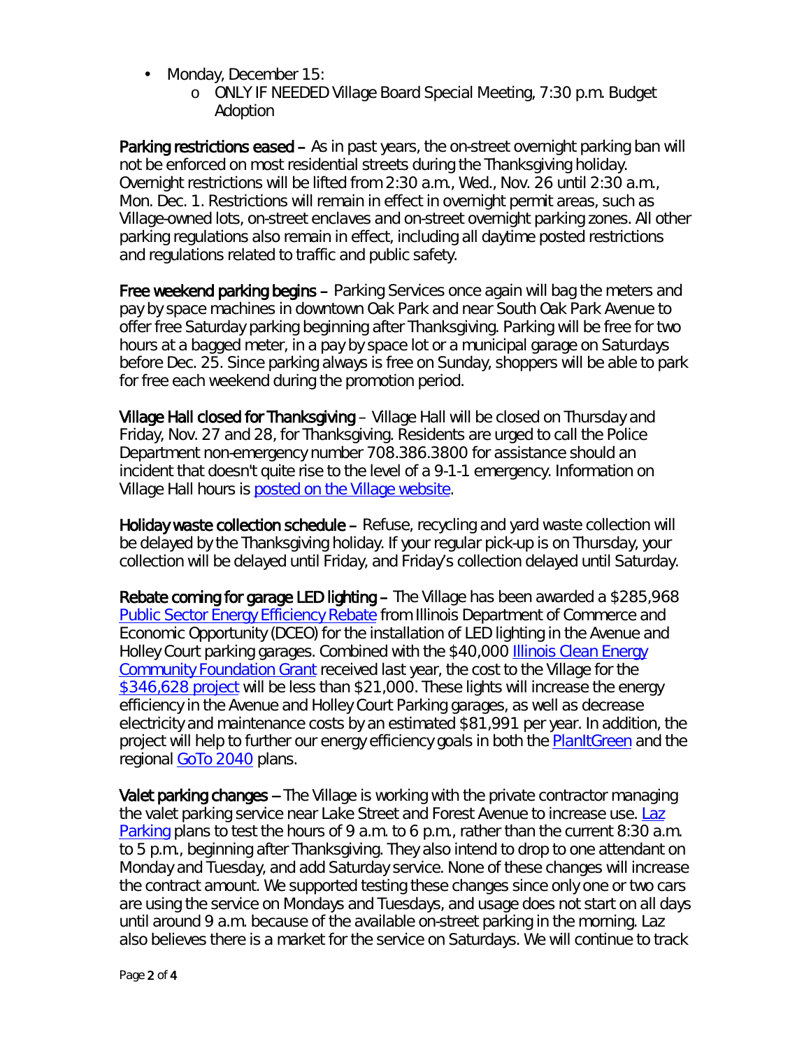- Monday, December 15:
  - ONLY IF NEEDED Village Board Special Meeting, 7:30 p.m. Budget Adoption

**Parking restrictions eased –** As in past years, the on-street overnight parking ban will not be enforced on most residential streets during the Thanksgiving holiday. Overnight restrictions will be lifted from 2:30 a.m., Wed., Nov. 26 until 2:30 a.m., Mon. Dec. 1. Restrictions will remain in effect in overnight permit areas, such as Village-owned lots, on-street enclaves and on-street overnight parking zones. All other parking regulations also remain in effect, including all daytime posted restrictions and regulations related to traffic and public safety.

**Free weekend parking begins –** Parking Services once again will bag the meters and pay by space machines in downtown Oak Park and near South Oak Park Avenue to offer free Saturday parking beginning after Thanksgiving. Parking will be free for two hours at a bagged meter, in a pay by space lot or a municipal garage on Saturdays before Dec. 25. Since parking always is free on Sunday, shoppers will be able to park for free each weekend during the promotion period.

**Village Hall closed for Thanksgiving** – Village Hall will be closed on Thursday and Friday, Nov. 27 and 28, for Thanksgiving. Residents are urged to call the Police Department non-emergency number 708.386.3800 for assistance should an incident that doesn't quite rise to the level of a 9-1-1 emergency. Information on Village Hall hours is posted on the Village website.

**Holiday waste collection schedule –** Refuse, recycling and yard waste collection will be delayed by the Thanksgiving holiday. If your regular pick-up is on Thursday, your collection will be delayed until Friday, and Friday's collection delayed until Saturday.

**Rebate coming for garage LED lighting –** The Village has been awarded a $285,968 Public Sector Energy Efficiency Rebate from Illinois Department of Commerce and Economic Opportunity (DCEO) for the installation of LED lighting in the Avenue and Holley Court parking garages. Combined with the $40,000 Illinois Clean Energy Community Foundation Grant received last year, the cost to the Village for the $346,628 project will be less than $21,000. These lights will increase the energy efficiency in the Avenue and Holley Court Parking garages, as well as decrease electricity and maintenance costs by an estimated $81,991 per year. In addition, the project will help to further our energy efficiency goals in both the PlanItGreen and the regional GoTo 2040 plans.

**Valet parking changes –** The Village is working with the private contractor managing the valet parking service near Lake Street and Forest Avenue to increase use. Laz Parking plans to test the hours of 9 a.m. to 6 p.m., rather than the current 8:30 a.m. to 5 p.m., beginning after Thanksgiving. They also intend to drop to one attendant on Monday and Tuesday, and add Saturday service. None of these changes will increase the contract amount. We supported testing these changes since only one or two cars are using the service on Mondays and Tuesdays, and usage does not start on all days until around 9 a.m. because of the available on-street parking in the morning. Laz also believes there is a market for the service on Saturdays. We will continue to track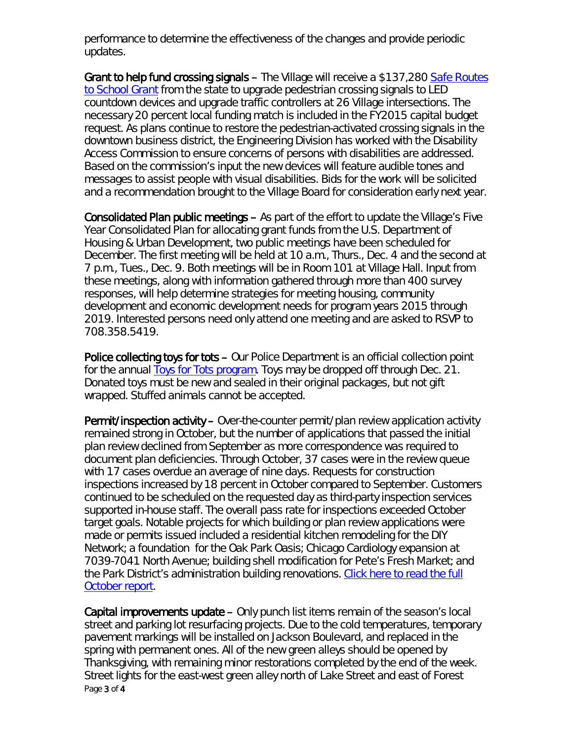performance to determine the effectiveness of the changes and provide periodic updates.

**Grant to help fund crossing signals** – The Village will receive a $137,280 [Safe Routes to School Grant] from the state to upgrade pedestrian crossing signals to LED countdown devices and upgrade traffic controllers at 26 Village intersections. The necessary 20 percent local funding match is included in the FY2015 capital budget request. As plans continue to restore the pedestrian-activated crossing signals in the downtown business district, the Engineering Division has worked with the Disability Access Commission to ensure concerns of persons with disabilities are addressed. Based on the commission's input the new devices will feature audible tones and messages to assist people with visual disabilities. Bids for the work will be solicited and a recommendation brought to the Village Board for consideration early next year.

**Consolidated Plan public meetings** – As part of the effort to update the Village's Five Year Consolidated Plan for allocating grant funds from the U.S. Department of Housing & Urban Development, two public meetings have been scheduled for December. The first meeting will be held at 10 a.m., Thurs., Dec. 4 and the second at 7 p.m., Tues., Dec. 9. Both meetings will be in Room 101 at Village Hall. Input from these meetings, along with information gathered through more than 400 survey responses, will help determine strategies for meeting housing, community development and economic development needs for program years 2015 through 2019. Interested persons need only attend one meeting and are asked to RSVP to 708.358.5419.

**Police collecting toys for tots** – Our Police Department is an official collection point for the annual [Toys for Tots program]. Toys may be dropped off through Dec. 21. Donated toys must be new and sealed in their original packages, but not gift wrapped. Stuffed animals cannot be accepted.

**Permit/inspection activity** – Over-the-counter permit/plan review application activity remained strong in October, but the number of applications that passed the initial plan review declined from September as more correspondence was required to document plan deficiencies. Through October, 37 cases were in the review queue with 17 cases overdue an average of nine days. Requests for construction inspections increased by 18 percent in October compared to September. Customers continued to be scheduled on the requested day as third-party inspection services supported in-house staff. The overall pass rate for inspections exceeded October target goals. Notable projects for which building or plan review applications were made or permits issued included a residential kitchen remodeling for the DIY Network; a foundation for the Oak Park Oasis; Chicago Cardiology expansion at 7039-7041 North Avenue; building shell modification for Pete's Fresh Market; and the Park District's administration building renovations. [Click here to read the full October report].

**Capital improvements update** – Only punch list items remain of the season's local street and parking lot resurfacing projects. Due to the cold temperatures, temporary pavement markings will be installed on Jackson Boulevard, and replaced in the spring with permanent ones. All of the new green alleys should be opened by Thanksgiving, with remaining minor restorations completed by the end of the week. Street lights for the east-west green alley north of Lake Street and east of Forest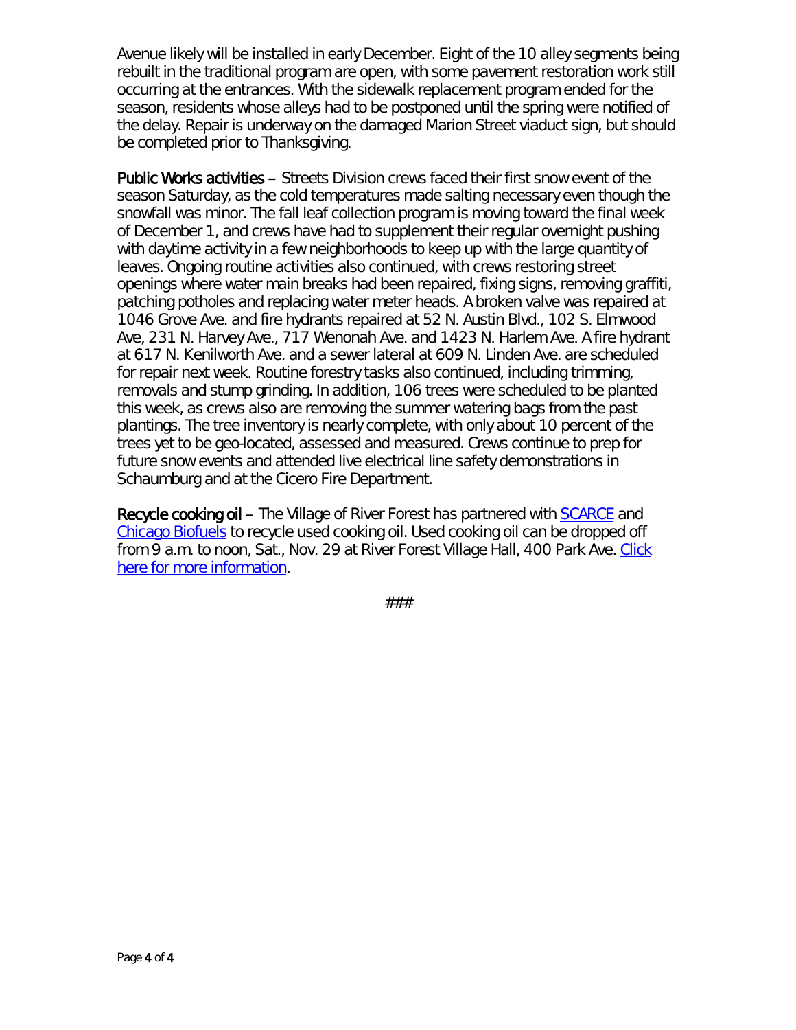Avenue likely will be installed in early December. Eight of the 10 alley segments being rebuilt in the traditional program are open, with some pavement restoration work still occurring at the entrances. With the sidewalk replacement program ended for the season, residents whose alleys had to be postponed until the spring were notified of the delay. Repair is underway on the damaged Marion Street viaduct sign, but should be completed prior to Thanksgiving.

**Public Works activities** – Streets Division crews faced their first snow event of the season Saturday, as the cold temperatures made salting necessary even though the snowfall was minor. The fall leaf collection program is moving toward the final week of December 1, and crews have had to supplement their regular overnight pushing with daytime activity in a few neighborhoods to keep up with the large quantity of leaves. Ongoing routine activities also continued, with crews restoring street openings where water main breaks had been repaired, fixing signs, removing graffiti, patching potholes and replacing water meter heads. A broken valve was repaired at 1046 Grove Ave. and fire hydrants repaired at 52 N. Austin Blvd., 102 S. Elmwood Ave, 231 N. Harvey Ave., 717 Wenonah Ave. and 1423 N. Harlem Ave. A fire hydrant at 617 N. Kenilworth Ave. and a sewer lateral at 609 N. Linden Ave. are scheduled for repair next week. Routine forestry tasks also continued, including trimming, removals and stump grinding. In addition, 106 trees were scheduled to be planted this week, as crews also are removing the summer watering bags from the past plantings. The tree inventory is nearly complete, with only about 10 percent of the trees yet to be geo-located, assessed and measured. Crews continue to prep for future snow events and attended live electrical line safety demonstrations in Schaumburg and at the Cicero Fire Department.

**Recycle cooking oil** – The Village of River Forest has partnered with SCARCE and Chicago Biofuels to recycle used cooking oil. Used cooking oil can be dropped off from 9 a.m. to noon, Sat., Nov. 29 at River Forest Village Hall, 400 Park Ave. Click here for more information.

###